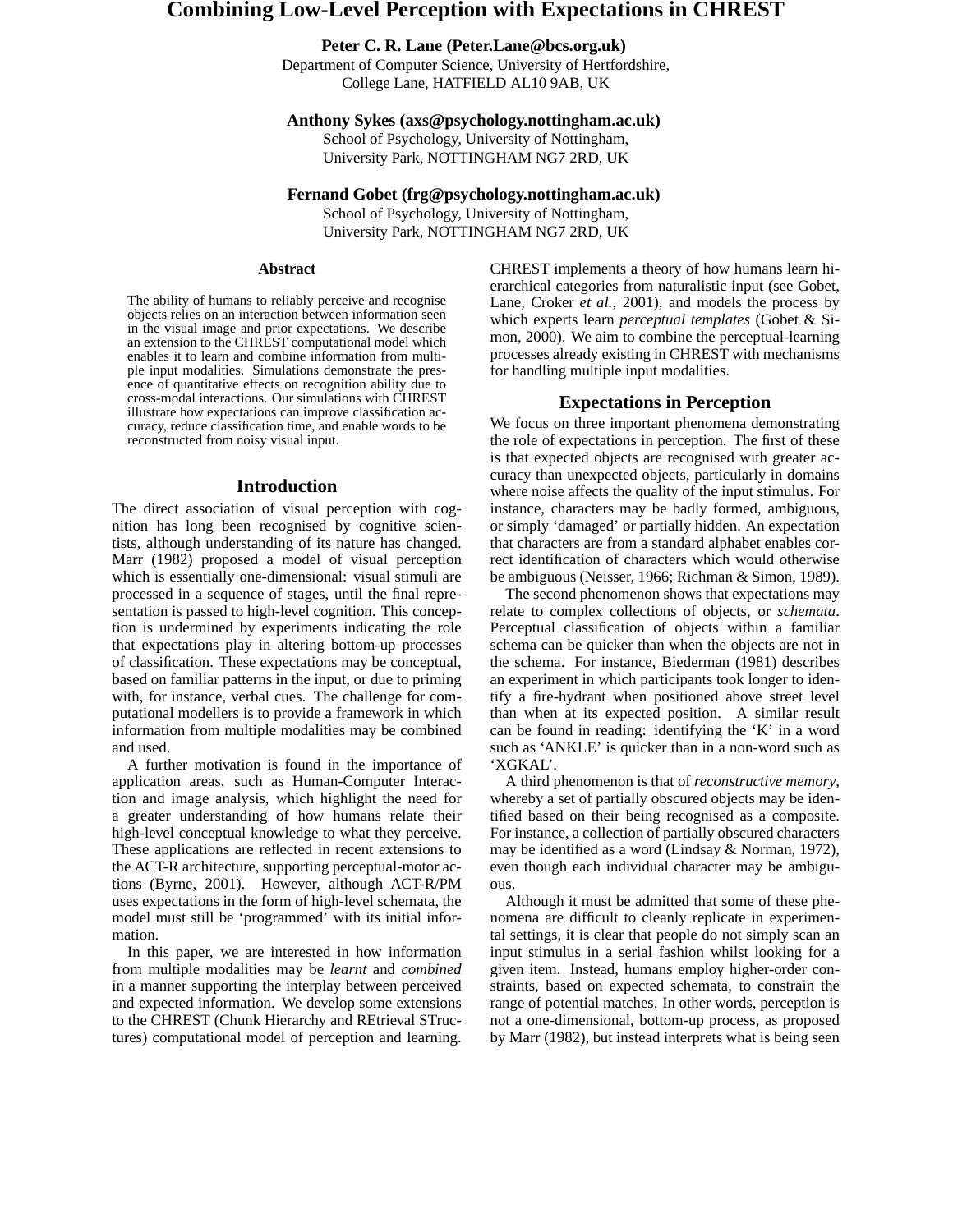# Combining Low-Level Perception with Expectations in CHREST

**Peter C. R. Lane (Peter.Lane@bcs.org.uk)**
Department of Computer Science, University of Hertfordshire,
College Lane, HATFIELD AL10 9AB, UK

**Anthony Sykes (axs@psychology.nottingham.ac.uk)**
School of Psychology, University of Nottingham,
University Park, NOTTINGHAM NG7 2RD, UK

**Fernand Gobet (frg@psychology.nottingham.ac.uk)**
School of Psychology, University of Nottingham,
University Park, NOTTINGHAM NG7 2RD, UK

## Abstract

The ability of humans to reliably perceive and recognise objects relies on an interaction between information seen in the visual image and prior expectations. We describe an extension to the CHREST computational model which enables it to learn and combine information from multiple input modalities. Simulations demonstrate the presence of quantitative effects on recognition ability due to cross-modal interactions. Our simulations with CHREST illustrate how expectations can improve classification accuracy, reduce classification time, and enable words to be reconstructed from noisy visual input.

## Introduction

The direct association of visual perception with cognition has long been recognised by cognitive scientists, although understanding of its nature has changed. Marr (1982) proposed a model of visual perception which is essentially one-dimensional: visual stimuli are processed in a sequence of stages, until the final representation is passed to high-level cognition. This conception is undermined by experiments indicating the role that expectations play in altering bottom-up processes of classification. These expectations may be conceptual, based on familiar patterns in the input, or due to priming with, for instance, verbal cues. The challenge for computational modellers is to provide a framework in which information from multiple modalities may be combined and used.

A further motivation is found in the importance of application areas, such as Human-Computer Interaction and image analysis, which highlight the need for a greater understanding of how humans relate their high-level conceptual knowledge to what they perceive. These applications are reflected in recent extensions to the ACT-R architecture, supporting perceptual-motor actions (Byrne, 2001). However, although ACT-R/PM uses expectations in the form of high-level schemata, the model must still be 'programmed' with its initial information.

In this paper, we are interested in how information from multiple modalities may be *learnt* and *combined* in a manner supporting the interplay between perceived and expected information. We develop some extensions to the CHREST (Chunk Hierarchy and REtrieval STructures) computational model of perception and learning. CHREST implements a theory of how humans learn hierarchical categories from naturalistic input (see Gobet, Lane, Croker *et al.*, 2001), and models the process by which experts learn *perceptual templates* (Gobet & Simon, 2000). We aim to combine the perceptual-learning processes already existing in CHREST with mechanisms for handling multiple input modalities.

## Expectations in Perception

We focus on three important phenomena demonstrating the role of expectations in perception. The first of these is that expected objects are recognised with greater accuracy than unexpected objects, particularly in domains where noise affects the quality of the input stimulus. For instance, characters may be badly formed, ambiguous, or simply 'damaged' or partially hidden. An expectation that characters are from a standard alphabet enables correct identification of characters which would otherwise be ambiguous (Neisser, 1966; Richman & Simon, 1989).

The second phenomenon shows that expectations may relate to complex collections of objects, or *schemata*. Perceptual classification of objects within a familiar schema can be quicker than when the objects are not in the schema. For instance, Biederman (1981) describes an experiment in which participants took longer to identify a fire-hydrant when positioned above street level than when at its expected position. A similar result can be found in reading: identifying the 'K' in a word such as 'ANKLE' is quicker than in a non-word such as 'XGKAL'.

A third phenomenon is that of *reconstructive memory*, whereby a set of partially obscured objects may be identified based on their being recognised as a composite. For instance, a collection of partially obscured characters may be identified as a word (Lindsay & Norman, 1972), even though each individual character may be ambiguous.

Although it must be admitted that some of these phenomena are difficult to cleanly replicate in experimental settings, it is clear that people do not simply scan an input stimulus in a serial fashion whilst looking for a given item. Instead, humans employ higher-order constraints, based on expected schemata, to constrain the range of potential matches. In other words, perception is not a one-dimensional, bottom-up process, as proposed by Marr (1982), but instead interprets what is being seen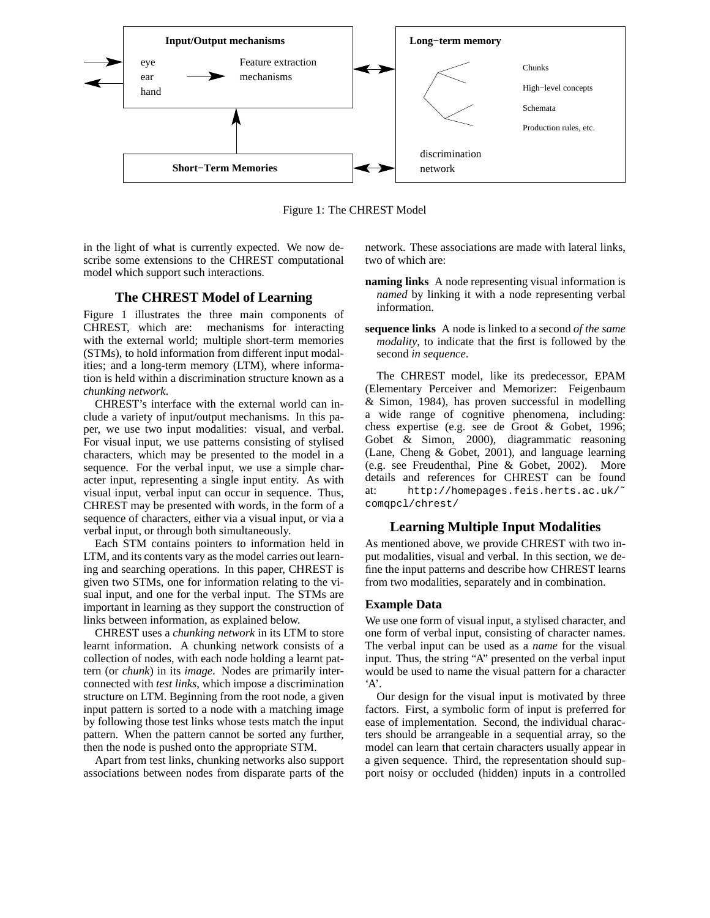Figure 1: The CHREST Model

in the light of what is currently expected. We now describe some extensions to the CHREST computational model which support such interactions.

## The CHREST Model of Learning

Figure 1 illustrates the three main components of CHREST, which are: mechanisms for interacting with the external world; multiple short-term memories (STMs), to hold information from different input modalities; and a long-term memory (LTM), where information is held within a discrimination structure known as a *chunking network*.

CHREST's interface with the external world can include a variety of input/output mechanisms. In this paper, we use two input modalities: visual, and verbal. For visual input, we use patterns consisting of stylised characters, which may be presented to the model in a sequence. For the verbal input, we use a simple character input, representing a single input entity. As with visual input, verbal input can occur in sequence. Thus, CHREST may be presented with words, in the form of a sequence of characters, either via a visual input, or via a verbal input, or through both simultaneously.

Each STM contains pointers to information held in LTM, and its contents vary as the model carries out learning and searching operations. In this paper, CHREST is given two STMs, one for information relating to the visual input, and one for the verbal input. The STMs are important in learning as they support the construction of links between information, as explained below.

CHREST uses a *chunking network* in its LTM to store learnt information. A chunking network consists of a collection of nodes, with each node holding a learnt pattern (or *chunk*) in its *image*. Nodes are primarily interconnected with *test links*, which impose a discrimination structure on LTM. Beginning from the root node, a given input pattern is sorted to a node with a matching image by following those test links whose tests match the input pattern. When the pattern cannot be sorted any further, then the node is pushed onto the appropriate STM.

Apart from test links, chunking networks also support associations between nodes from disparate parts of the network. These associations are made with lateral links, two of which are:

**naming links** A node representing visual information is *named* by linking it with a node representing verbal information.

**sequence links** A node is linked to a second *of the same modality*, to indicate that the first is followed by the second *in sequence*.

The CHREST model, like its predecessor, EPAM (Elementary Perceiver and Memorizer: Feigenbaum & Simon, 1984), has proven successful in modelling a wide range of cognitive phenomena, including: chess expertise (e.g. see de Groot & Gobet, 1996; Gobet & Simon, 2000), diagrammatic reasoning (Lane, Cheng & Gobet, 2001), and language learning (e.g. see Freudenthal, Pine & Gobet, 2002). More details and references for CHREST can be found at: `http://homepages.feis.herts.ac.uk/~comqpcl/chrest/`

## Learning Multiple Input Modalities

As mentioned above, we provide CHREST with two input modalities, visual and verbal. In this section, we define the input patterns and describe how CHREST learns from two modalities, separately and in combination.

### Example Data

We use one form of visual input, a stylised character, and one form of verbal input, consisting of character names. The verbal input can be used as a *name* for the visual input. Thus, the string "A" presented on the verbal input would be used to name the visual pattern for a character 'A'.

Our design for the visual input is motivated by three factors. First, a symbolic form of input is preferred for ease of implementation. Second, the individual characters should be arrangeable in a sequential array, so the model can learn that certain characters usually appear in a given sequence. Third, the representation should support noisy or occluded (hidden) inputs in a controlled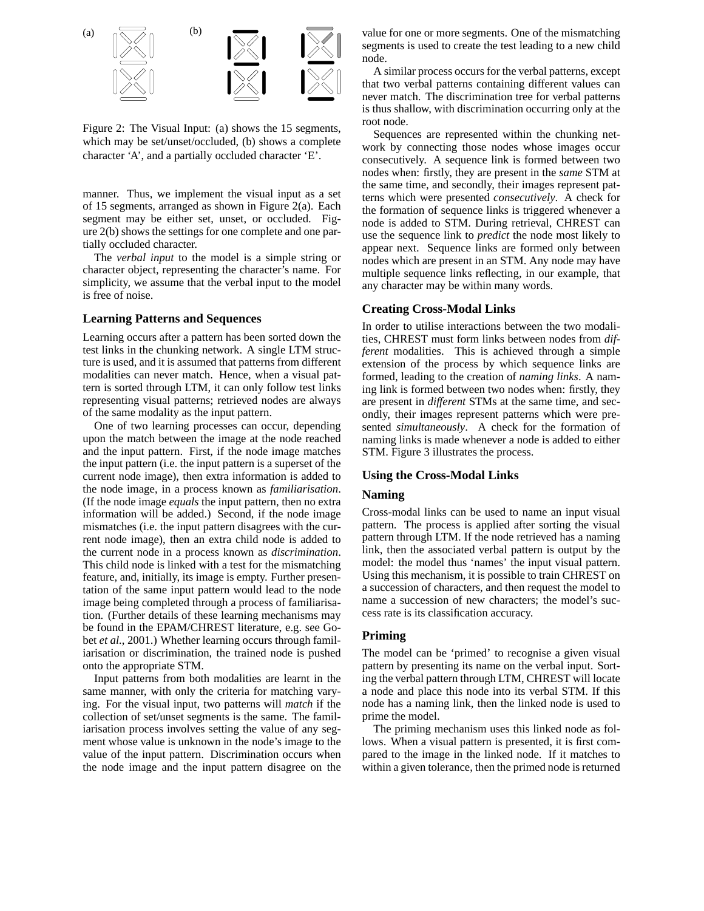Figure 2: The Visual Input: (a) shows the 15 segments, which may be set/unset/occluded, (b) shows a complete character 'A', and a partially occluded character 'E'.

manner. Thus, we implement the visual input as a set of 15 segments, arranged as shown in Figure 2(a). Each segment may be either set, unset, or occluded. Figure 2(b) shows the settings for one complete and one partially occluded character.

The *verbal input* to the model is a simple string or character object, representing the character's name. For simplicity, we assume that the verbal input to the model is free of noise.

### Learning Patterns and Sequences

Learning occurs after a pattern has been sorted down the test links in the chunking network. A single LTM structure is used, and it is assumed that patterns from different modalities can never match. Hence, when a visual pattern is sorted through LTM, it can only follow test links representing visual patterns; retrieved nodes are always of the same modality as the input pattern.

One of two learning processes can occur, depending upon the match between the image at the node reached and the input pattern. First, if the node image matches the input pattern (i.e. the input pattern is a superset of the current node image), then extra information is added to the node image, in a process known as *familiarisation*. (If the node image *equals* the input pattern, then no extra information will be added.) Second, if the node image mismatches (i.e. the input pattern disagrees with the current node image), then an extra child node is added to the current node in a process known as *discrimination*. This child node is linked with a test for the mismatching feature, and, initially, its image is empty. Further presentation of the same input pattern would lead to the node image being completed through a process of familiarisation. (Further details of these learning mechanisms may be found in the EPAM/CHREST literature, e.g. see Gobet *et al.*, 2001.) Whether learning occurs through familiarisation or discrimination, the trained node is pushed onto the appropriate STM.

Input patterns from both modalities are learnt in the same manner, with only the criteria for matching varying. For the visual input, two patterns will *match* if the collection of set/unset segments is the same. The familiarisation process involves setting the value of any segment whose value is unknown in the node's image to the value of the input pattern. Discrimination occurs when the node image and the input pattern disagree on the value for one or more segments. One of the mismatching segments is used to create the test leading to a new child node.

A similar process occurs for the verbal patterns, except that two verbal patterns containing different values can never match. The discrimination tree for verbal patterns is thus shallow, with discrimination occurring only at the root node.

Sequences are represented within the chunking network by connecting those nodes whose images occur consecutively. A sequence link is formed between two nodes when: firstly, they are present in the *same* STM at the same time, and secondly, their images represent patterns which were presented *consecutively*. A check for the formation of sequence links is triggered whenever a node is added to STM. During retrieval, CHREST can use the sequence link to *predict* the node most likely to appear next. Sequence links are formed only between nodes which are present in an STM. Any node may have multiple sequence links reflecting, in our example, that any character may be within many words.

### Creating Cross-Modal Links

In order to utilise interactions between the two modalities, CHREST must form links between nodes from *different* modalities. This is achieved through a simple extension of the process by which sequence links are formed, leading to the creation of *naming links*. A naming link is formed between two nodes when: firstly, they are present in *different* STMs at the same time, and secondly, their images represent patterns which were presented *simultaneously*. A check for the formation of naming links is made whenever a node is added to either STM. Figure 3 illustrates the process.

### Using the Cross-Modal Links

### Naming

Cross-modal links can be used to name an input visual pattern. The process is applied after sorting the visual pattern through LTM. If the node retrieved has a naming link, then the associated verbal pattern is output by the model: the model thus 'names' the input visual pattern. Using this mechanism, it is possible to train CHREST on a succession of characters, and then request the model to name a succession of new characters; the model's success rate is its classification accuracy.

### Priming

The model can be 'primed' to recognise a given visual pattern by presenting its name on the verbal input. Sorting the verbal pattern through LTM, CHREST will locate a node and place this node into its verbal STM. If this node has a naming link, then the linked node is used to prime the model.

The priming mechanism uses this linked node as follows. When a visual pattern is presented, it is first compared to the image in the linked node. If it matches to within a given tolerance, then the primed node is returned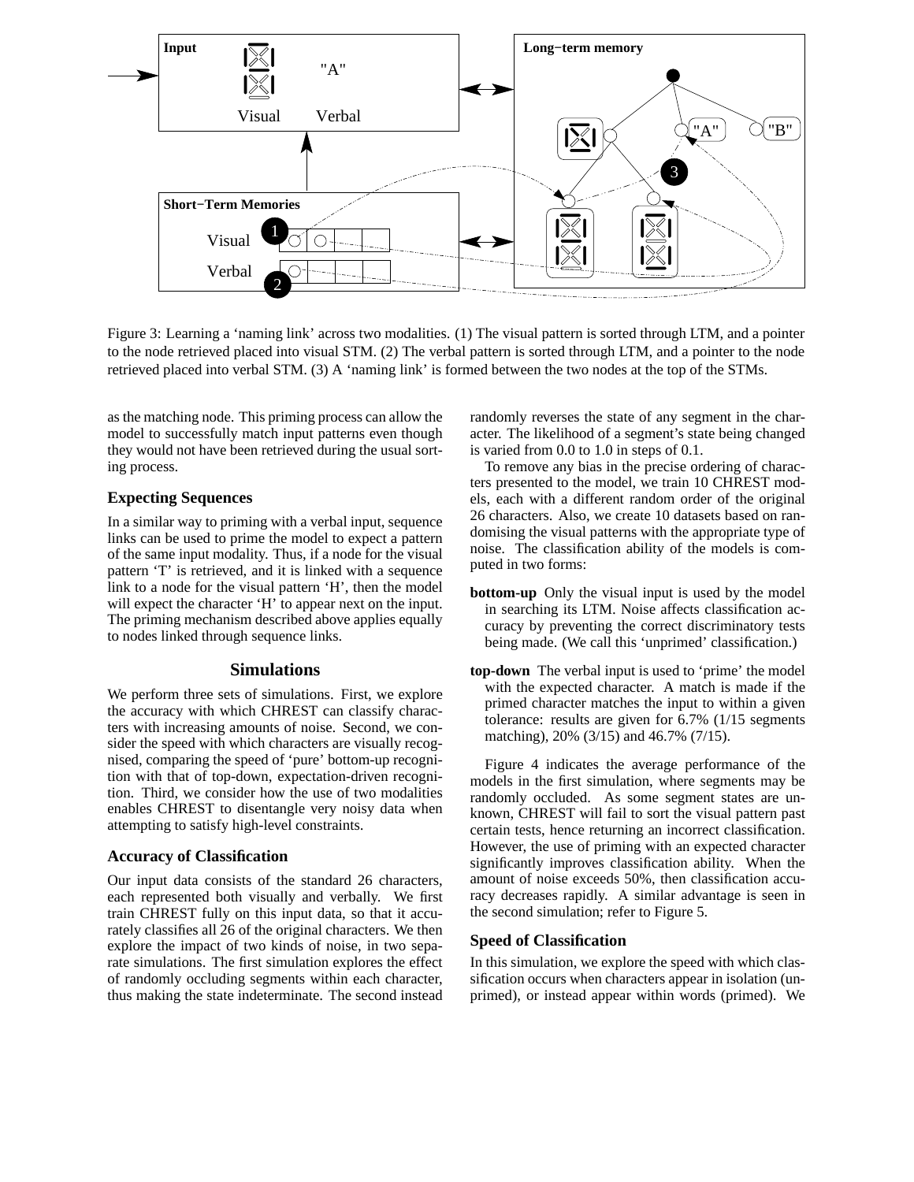Figure 3: Learning a 'naming link' across two modalities. (1) The visual pattern is sorted through LTM, and a pointer to the node retrieved placed into visual STM. (2) The verbal pattern is sorted through LTM, and a pointer to the node retrieved placed into verbal STM. (3) A 'naming link' is formed between the two nodes at the top of the STMs.

as the matching node. This priming process can allow the model to successfully match input patterns even though they would not have been retrieved during the usual sorting process.

### Expecting Sequences

In a similar way to priming with a verbal input, sequence links can be used to prime the model to expect a pattern of the same input modality. Thus, if a node for the visual pattern 'T' is retrieved, and it is linked with a sequence link to a node for the visual pattern 'H', then the model will expect the character 'H' to appear next on the input. The priming mechanism described above applies equally to nodes linked through sequence links.

## Simulations

We perform three sets of simulations. First, we explore the accuracy with which CHREST can classify characters with increasing amounts of noise. Second, we consider the speed with which characters are visually recognised, comparing the speed of 'pure' bottom-up recognition with that of top-down, expectation-driven recognition. Third, we consider how the use of two modalities enables CHREST to disentangle very noisy data when attempting to satisfy high-level constraints.

### Accuracy of Classification

Our input data consists of the standard 26 characters, each represented both visually and verbally. We first train CHREST fully on this input data, so that it accurately classifies all 26 of the original characters. We then explore the impact of two kinds of noise, in two separate simulations. The first simulation explores the effect of randomly occluding segments within each character, thus making the state indeterminate. The second instead randomly reverses the state of any segment in the character. The likelihood of a segment's state being changed is varied from 0.0 to 1.0 in steps of 0.1.

To remove any bias in the precise ordering of characters presented to the model, we train 10 CHREST models, each with a different random order of the original 26 characters. Also, we create 10 datasets based on randomising the visual patterns with the appropriate type of noise. The classification ability of the models is computed in two forms:

- **bottom-up** Only the visual input is used by the model in searching its LTM. Noise affects classification accuracy by preventing the correct discriminatory tests being made. (We call this 'unprimed' classification.)
- **top-down** The verbal input is used to 'prime' the model with the expected character. A match is made if the primed character matches the input to within a given tolerance: results are given for 6.7% (1/15 segments matching), 20% (3/15) and 46.7% (7/15).

Figure 4 indicates the average performance of the models in the first simulation, where segments may be randomly occluded. As some segment states are unknown, CHREST will fail to sort the visual pattern past certain tests, hence returning an incorrect classification. However, the use of priming with an expected character significantly improves classification ability. When the amount of noise exceeds 50%, then classification accuracy decreases rapidly. A similar advantage is seen in the second simulation; refer to Figure 5.

### Speed of Classification

In this simulation, we explore the speed with which classification occurs when characters appear in isolation (unprimed), or instead appear within words (primed). We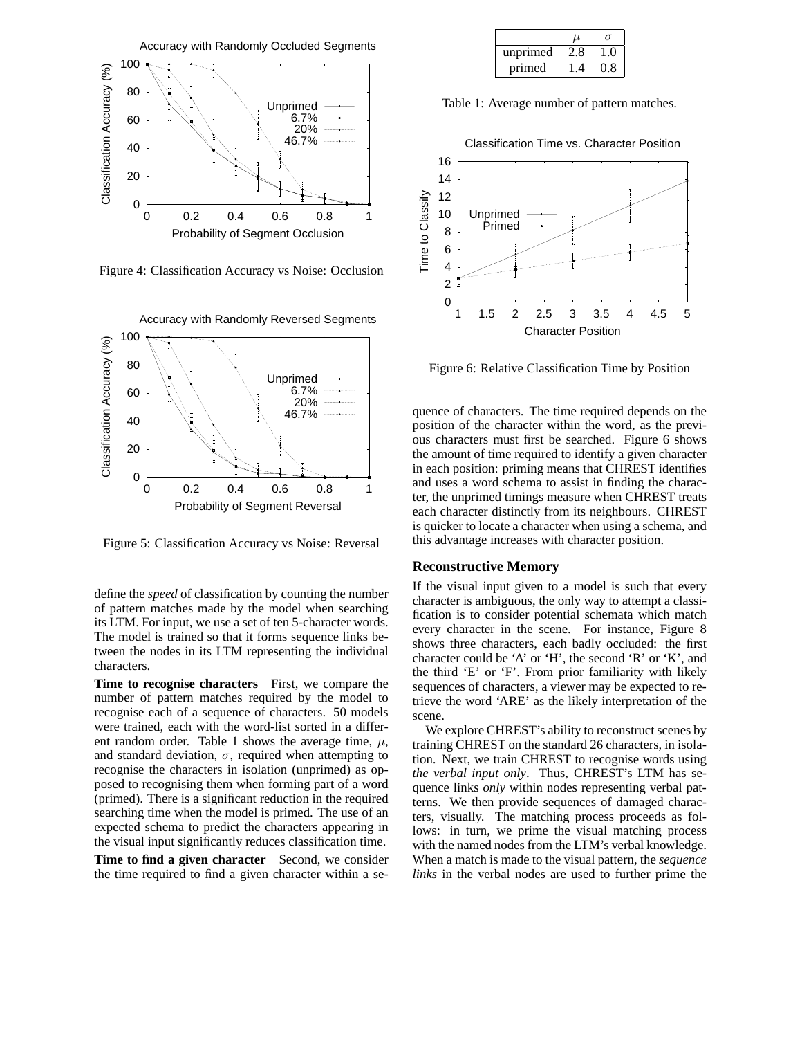Figure 4: Classification Accuracy vs Noise: Occlusion

Figure 5: Classification Accuracy vs Noise: Reversal

define the *speed* of classification by counting the number of pattern matches made by the model when searching its LTM. For input, we use a set of ten 5-character words. The model is trained so that it forms sequence links between the nodes in its LTM representing the individual characters.

**Time to recognise characters** First, we compare the number of pattern matches required by the model to recognise each of a sequence of characters. 50 models were trained, each with the word-list sorted in a different random order. Table 1 shows the average time, $\mu$, and standard deviation, $\sigma$, required when attempting to recognise the characters in isolation (unprimed) as opposed to recognising them when forming part of a word (primed). There is a significant reduction in the required searching time when the model is primed. The use of an expected schema to predict the characters appearing in the visual input significantly reduces classification time.

**Time to find a given character** Second, we consider the time required to find a given character within a sequence of characters. The time required depends on the position of the character within the word, as the previous characters must first be searched. Figure 6 shows the amount of time required to identify a given character in each position: priming means that CHREST identifies and uses a word schema to assist in finding the character, the unprimed timings measure when CHREST treats each character distinctly from its neighbours. CHREST is quicker to locate a character when using a schema, and this advantage increases with character position.

| | $\mu$ | $\sigma$ |
|---|---|---|
| unprimed | 2.8 | 1.0 |
| primed | 1.4 | 0.8 |

Table 1: Average number of pattern matches.

Figure 6: Relative Classification Time by Position

## Reconstructive Memory

If the visual input given to a model is such that every character is ambiguous, the only way to attempt a classification is to consider potential schemata which match every character in the scene. For instance, Figure 8 shows three characters, each badly occluded: the first character could be 'A' or 'H', the second 'R' or 'K', and the third 'E' or 'F'. From prior familiarity with likely sequences of characters, a viewer may be expected to retrieve the word 'ARE' as the likely interpretation of the scene.

We explore CHREST's ability to reconstruct scenes by training CHREST on the standard 26 characters, in isolation. Next, we train CHREST to recognise words using *the verbal input only*. Thus, CHREST's LTM has sequence links *only* within nodes representing verbal patterns. We then provide sequences of damaged characters, visually. The matching process proceeds as follows: in turn, we prime the visual matching process with the named nodes from the LTM's verbal knowledge. When a match is made to the visual pattern, the *sequence links* in the verbal nodes are used to further prime the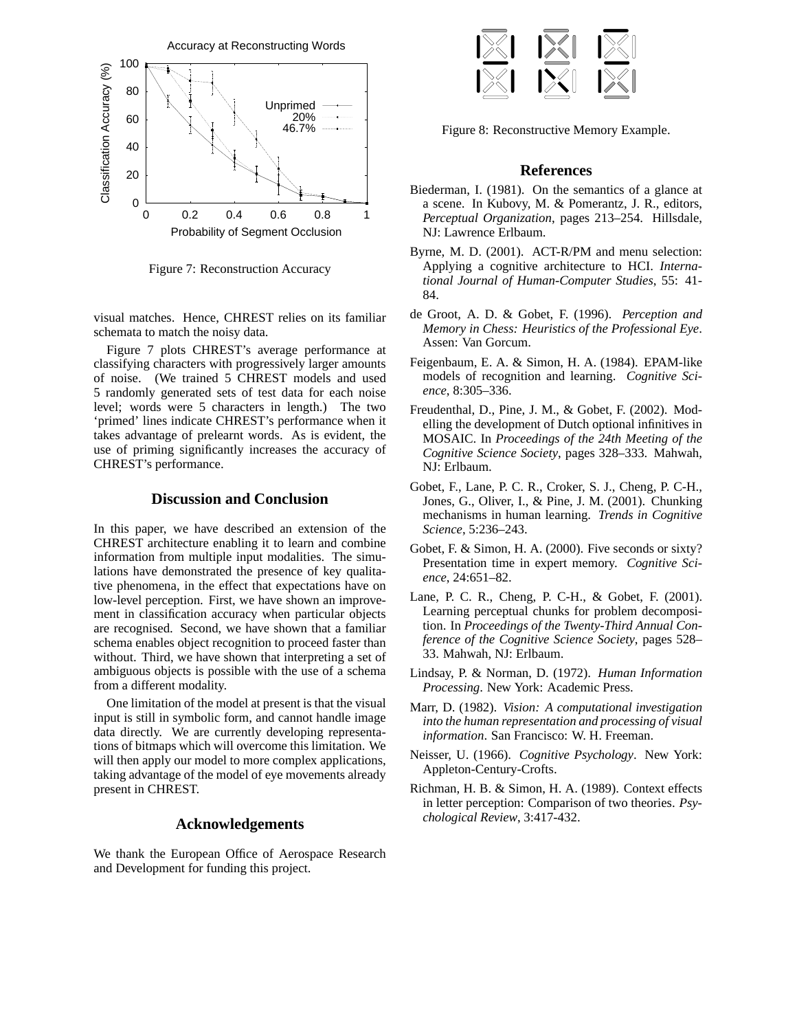Accuracy at Reconstructing Words

Classification Accuracy (%)

100
80
60
40
20
0

0 0.2 0.4 0.6 0.8 1

Probability of Segment Occlusion

Unprimed
20%
46.7%

Figure 7: Reconstruction Accuracy

visual matches. Hence, CHREST relies on its familiar schemata to match the noisy data.

Figure 7 plots CHREST's average performance at classifying characters with progressively larger amounts of noise. (We trained 5 CHREST models and used 5 randomly generated sets of test data for each noise level; words were 5 characters in length.) The two 'primed' lines indicate CHREST's performance when it takes advantage of prelearnt words. As is evident, the use of priming significantly increases the accuracy of CHREST's performance.

## Discussion and Conclusion

In this paper, we have described an extension of the CHREST architecture enabling it to learn and combine information from multiple input modalities. The simulations have demonstrated the presence of key qualitative phenomena, in the effect that expectations have on low-level perception. First, we have shown an improvement in classification accuracy when particular objects are recognised. Second, we have shown that a familiar schema enables object recognition to proceed faster than without. Third, we have shown that interpreting a set of ambiguous objects is possible with the use of a schema from a different modality.

One limitation of the model at present is that the visual input is still in symbolic form, and cannot handle image data directly. We are currently developing representations of bitmaps which will overcome this limitation. We will then apply our model to more complex applications, taking advantage of the model of eye movements already present in CHREST.

## Acknowledgements

We thank the European Office of Aerospace Research and Development for funding this project.

Figure 8: Reconstructive Memory Example.

## References

Biederman, I. (1981). On the semantics of a glance at a scene. In Kubovy, M. & Pomerantz, J. R., editors, *Perceptual Organization*, pages 213–254. Hillsdale, NJ: Lawrence Erlbaum.

Byrne, M. D. (2001). ACT-R/PM and menu selection: Applying a cognitive architecture to HCI. *International Journal of Human-Computer Studies*, 55: 41-84.

de Groot, A. D. & Gobet, F. (1996). *Perception and Memory in Chess: Heuristics of the Professional Eye*. Assen: Van Gorcum.

Feigenbaum, E. A. & Simon, H. A. (1984). EPAM-like models of recognition and learning. *Cognitive Science*, 8:305–336.

Freudenthal, D., Pine, J. M., & Gobet, F. (2002). Modelling the development of Dutch optional infinitives in MOSAIC. In *Proceedings of the 24th Meeting of the Cognitive Science Society*, pages 328–333. Mahwah, NJ: Erlbaum.

Gobet, F., Lane, P. C. R., Croker, S. J., Cheng, P. C-H., Jones, G., Oliver, I., & Pine, J. M. (2001). Chunking mechanisms in human learning. *Trends in Cognitive Science*, 5:236–243.

Gobet, F. & Simon, H. A. (2000). Five seconds or sixty? Presentation time in expert memory. *Cognitive Science*, 24:651–82.

Lane, P. C. R., Cheng, P. C-H., & Gobet, F. (2001). Learning perceptual chunks for problem decomposition. In *Proceedings of the Twenty-Third Annual Conference of the Cognitive Science Society*, pages 528–33. Mahwah, NJ: Erlbaum.

Lindsay, P. & Norman, D. (1972). *Human Information Processing*. New York: Academic Press.

Marr, D. (1982). *Vision: A computational investigation into the human representation and processing of visual information*. San Francisco: W. H. Freeman.

Neisser, U. (1966). *Cognitive Psychology*. New York: Appleton-Century-Crofts.

Richman, H. B. & Simon, H. A. (1989). Context effects in letter perception: Comparison of two theories. *Psychological Review*, 3:417-432.